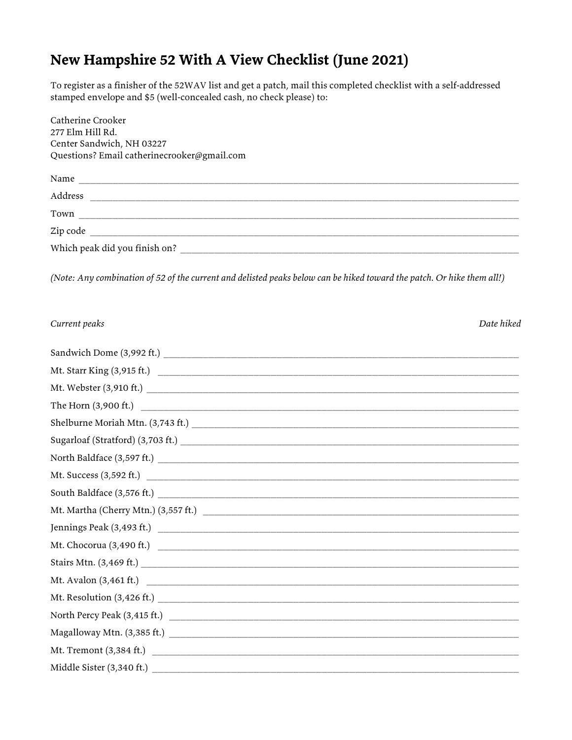# New Hampshire 52 With A View Checklist (June 2021)

To register as a finisher of the 52WAV list and get a patch, mail this completed checklist with a self-addressed stamped envelope and $5 (well-concealed cash, no check please) to:

Catherine Crooker
277 Elm Hill Rd.
Center Sandwich, NH 03227
Questions? Email catherinecrooker@gmail.com

Name ______________________________________________

Address ______________________________________________

Town ______________________________________________

Zip code ______________________________________________

Which peak did you finish on? ______________________________________________

*(Note: Any combination of 52 of the current and delisted peaks below can be hiked toward the patch. Or hike them all!)*

| *Current peaks* | *Date hiked* |
|---|---|
| Sandwich Dome (3,992 ft.) | |
| Mt. Starr King (3,915 ft.) | |
| Mt. Webster (3,910 ft.) | |
| The Horn (3,900 ft.) | |
| Shelburne Moriah Mtn. (3,743 ft.) | |
| Sugarloaf (Stratford) (3,703 ft.) | |
| North Baldface (3,597 ft.) | |
| Mt. Success (3,592 ft.) | |
| South Baldface (3,576 ft.) | |
| Mt. Martha (Cherry Mtn.) (3,557 ft.) | |
| Jennings Peak (3,493 ft.) | |
| Mt. Chocorua (3,490 ft.) | |
| Stairs Mtn. (3,469 ft.) | |
| Mt. Avalon (3,461 ft.) | |
| Mt. Resolution (3,426 ft.) | |
| North Percy Peak (3,415 ft.) | |
| Magalloway Mtn. (3,385 ft.) | |
| Mt. Tremont (3,384 ft.) | |
| Middle Sister (3,340 ft.) | |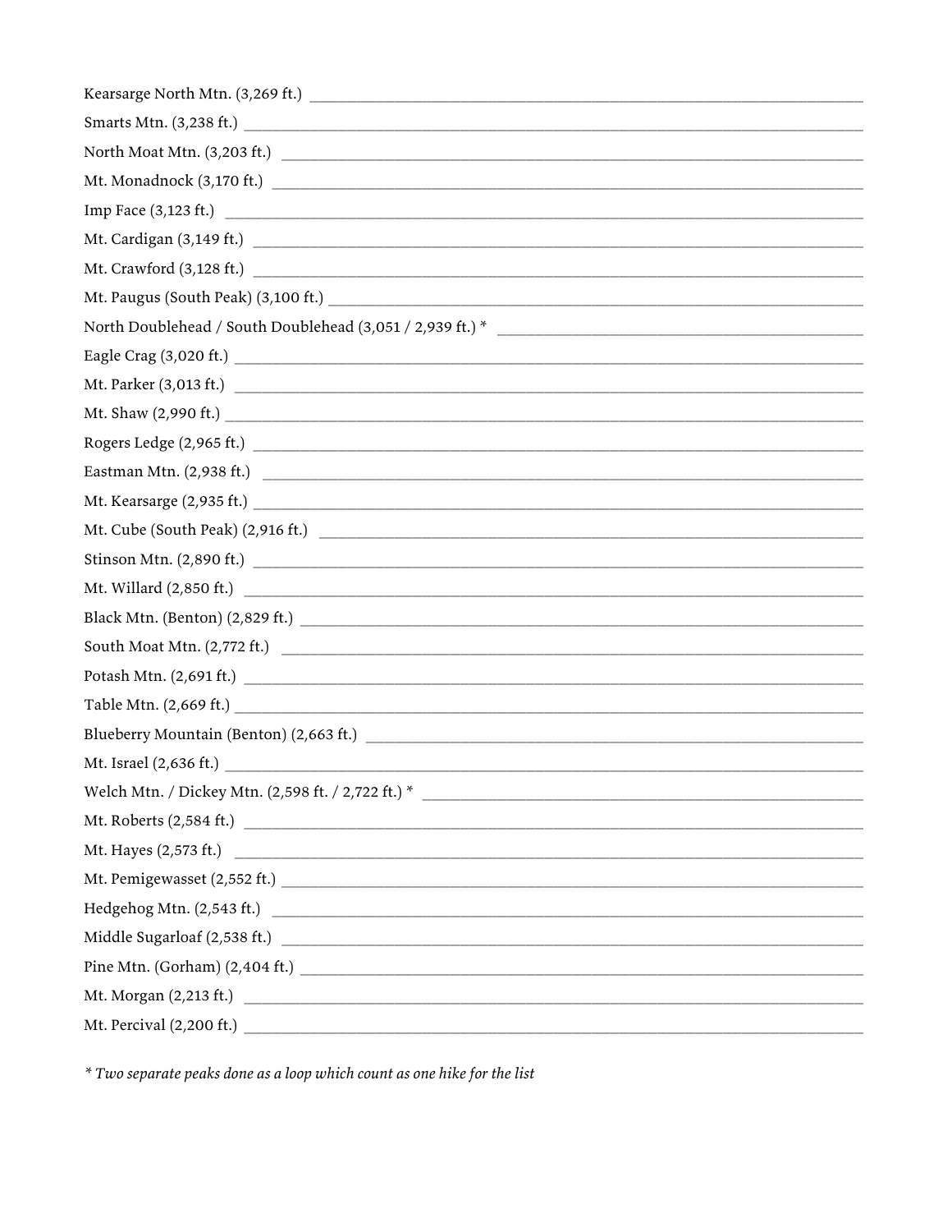Kearsarge North Mtn. (3,269 ft.) ______________________________

Smarts Mtn. (3,238 ft.) ______________________________

North Moat Mtn. (3,203 ft.) ______________________________

Mt. Monadnock (3,170 ft.) ______________________________

Imp Face (3,123 ft.) ______________________________

Mt. Cardigan (3,149 ft.) ______________________________

Mt. Crawford (3,128 ft.) ______________________________

Mt. Paugus (South Peak) (3,100 ft.) ______________________________

North Doublehead / South Doublehead (3,051 / 2,939 ft.) * ______________________________

Eagle Crag (3,020 ft.) ______________________________

Mt. Parker (3,013 ft.) ______________________________

Mt. Shaw (2,990 ft.) ______________________________

Rogers Ledge (2,965 ft.) ______________________________

Eastman Mtn. (2,938 ft.) ______________________________

Mt. Kearsarge (2,935 ft.) ______________________________

Mt. Cube (South Peak) (2,916 ft.) ______________________________

Stinson Mtn. (2,890 ft.) ______________________________

Mt. Willard (2,850 ft.) ______________________________

Black Mtn. (Benton) (2,829 ft.) ______________________________

South Moat Mtn. (2,772 ft.) ______________________________

Potash Mtn. (2,691 ft.) ______________________________

Table Mtn. (2,669 ft.) ______________________________

Blueberry Mountain (Benton) (2,663 ft.) ______________________________

Mt. Israel (2,636 ft.) ______________________________

Welch Mtn. / Dickey Mtn. (2,598 ft. / 2,722 ft.) * ______________________________

Mt. Roberts (2,584 ft.) ______________________________

Mt. Hayes (2,573 ft.) ______________________________

Mt. Pemigewasset (2,552 ft.) ______________________________

Hedgehog Mtn. (2,543 ft.) ______________________________

Middle Sugarloaf (2,538 ft.) ______________________________

Pine Mtn. (Gorham) (2,404 ft.) ______________________________

Mt. Morgan (2,213 ft.) ______________________________

Mt. Percival (2,200 ft.) ______________________________

*\* Two separate peaks done as a loop which count as one hike for the list*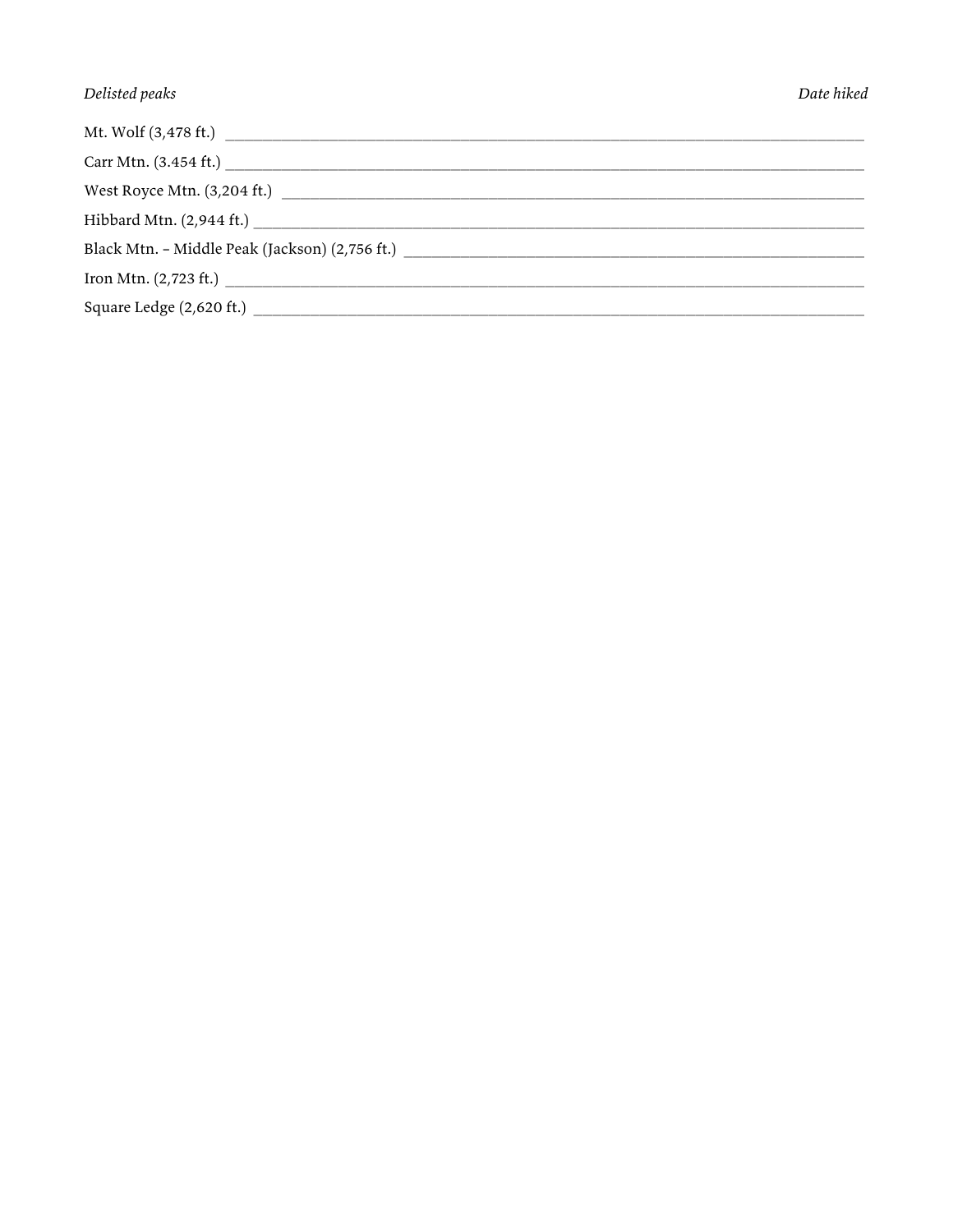*Delisted peaks* *Date hiked*

Mt. Wolf (3,478 ft.) ______________________________

Carr Mtn. (3.454 ft.) ______________________________

West Royce Mtn. (3,204 ft.) ______________________________

Hibbard Mtn. (2,944 ft.) ______________________________

Black Mtn. – Middle Peak (Jackson) (2,756 ft.) ______________________________

Iron Mtn. (2,723 ft.) ______________________________

Square Ledge (2,620 ft.) ______________________________